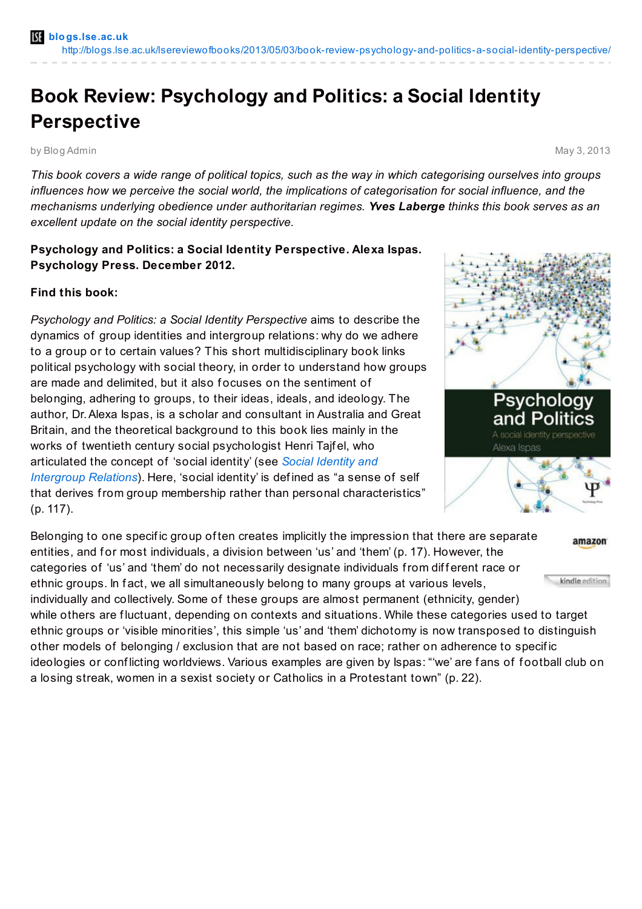blogs.lse.ac.uk
http://blogs.lse.ac.uk/lsereviewofbooks/2013/05/03/book-review-psychology-and-politics-a-social-identity-perspective/

# Book Review: Psychology and Politics: a Social Identity Perspective

by Blog Admin May 3, 2013

*This book covers a wide range of political topics, such as the way in which categorising ourselves into groups influences how we perceive the social world, the implications of categorisation for social influence, and the mechanisms underlying obedience under authoritarian regimes. **Yves Laberge** thinks this book serves as an excellent update on the social identity perspective.*

**Psychology and Politics: a Social Identity Perspective. Alexa Ispas. Psychology Press. December 2012.**

**Find this book:**

*Psychology and Politics: a Social Identity Perspective* aims to describe the dynamics of group identities and intergroup relations: why do we adhere to a group or to certain values? This short multidisciplinary book links political psychology with social theory, in order to understand how groups are made and delimited, but it also focuses on the sentiment of belonging, adhering to groups, to their ideas, ideals, and ideology. The author, Dr. Alexa Ispas, is a scholar and consultant in Australia and Great Britain, and the theoretical background to this book lies mainly in the works of twentieth century social psychologist Henri Tajfel, who articulated the concept of 'social identity' (see *Social Identity and Intergroup Relations*). Here, 'social identity' is defined as "a sense of self that derives from group membership rather than personal characteristics" (p. 117).

Belonging to one specific group often creates implicitly the impression that there are separate entities, and for most individuals, a division between 'us' and 'them' (p. 17). However, the categories of 'us' and 'them' do not necessarily designate individuals from different race or ethnic groups. In fact, we all simultaneously belong to many groups at various levels, individually and collectively. Some of these groups are almost permanent (ethnicity, gender) while others are fluctuant, depending on contexts and situations. While these categories used to target ethnic groups or 'visible minorities', this simple 'us' and 'them' dichotomy is now transposed to distinguish other models of belonging / exclusion that are not based on race; rather on adherence to specific ideologies or conflicting worldviews. Various examples are given by Ispas: "'we' are fans of football club on a losing streak, women in a sexist society or Catholics in a Protestant town" (p. 22).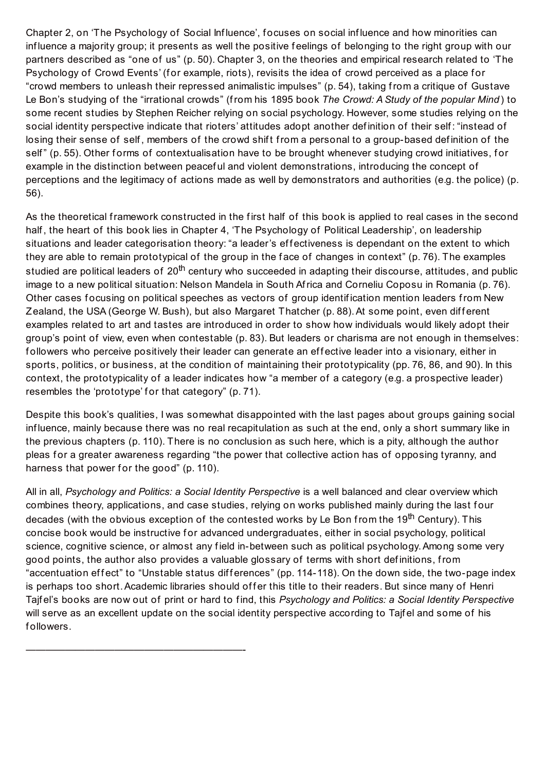Chapter 2, on 'The Psychology of Social Influence', focuses on social influence and how minorities can influence a majority group; it presents as well the positive feelings of belonging to the right group with our partners described as "one of us" (p. 50). Chapter 3, on the theories and empirical research related to 'The Psychology of Crowd Events' (for example, riots), revisits the idea of crowd perceived as a place for "crowd members to unleash their repressed animalistic impulses" (p. 54), taking from a critique of Gustave Le Bon's studying of the "irrational crowds" (from his 1895 book *The Crowd: A Study of the popular Mind*) to some recent studies by Stephen Reicher relying on social psychology. However, some studies relying on the social identity perspective indicate that rioters' attitudes adopt another definition of their self: "instead of losing their sense of self, members of the crowd shift from a personal to a group-based definition of the self" (p. 55). Other forms of contextualisation have to be brought whenever studying crowd initiatives, for example in the distinction between peaceful and violent demonstrations, introducing the concept of perceptions and the legitimacy of actions made as well by demonstrators and authorities (e.g. the police) (p. 56).

As the theoretical framework constructed in the first half of this book is applied to real cases in the second half, the heart of this book lies in Chapter 4, 'The Psychology of Political Leadership', on leadership situations and leader categorisation theory: "a leader's effectiveness is dependant on the extent to which they are able to remain prototypical of the group in the face of changes in context" (p. 76). The examples studied are political leaders of 20th century who succeeded in adapting their discourse, attitudes, and public image to a new political situation: Nelson Mandela in South Africa and Corneliu Coposu in Romania (p. 76). Other cases focusing on political speeches as vectors of group identification mention leaders from New Zealand, the USA (George W. Bush), but also Margaret Thatcher (p. 88). At some point, even different examples related to art and tastes are introduced in order to show how individuals would likely adopt their group's point of view, even when contestable (p. 83). But leaders or charisma are not enough in themselves: followers who perceive positively their leader can generate an effective leader into a visionary, either in sports, politics, or business, at the condition of maintaining their prototypicality (pp. 76, 86, and 90). In this context, the prototypicality of a leader indicates how "a member of a category (e.g. a prospective leader) resembles the 'prototype' for that category" (p. 71).

Despite this book's qualities, I was somewhat disappointed with the last pages about groups gaining social influence, mainly because there was no real recapitulation as such at the end, only a short summary like in the previous chapters (p. 110). There is no conclusion as such here, which is a pity, although the author pleas for a greater awareness regarding "the power that collective action has of opposing tyranny, and harness that power for the good" (p. 110).

All in all, *Psychology and Politics: a Social Identity Perspective* is a well balanced and clear overview which combines theory, applications, and case studies, relying on works published mainly during the last four decades (with the obvious exception of the contested works by Le Bon from the 19th Century). This concise book would be instructive for advanced undergraduates, either in social psychology, political science, cognitive science, or almost any field in-between such as political psychology. Among some very good points, the author also provides a valuable glossary of terms with short definitions, from "accentuation effect" to "Unstable status differences" (pp. 114-118). On the down side, the two-page index is perhaps too short. Academic libraries should offer this title to their readers. But since many of Henri Tajfel's books are now out of print or hard to find, this *Psychology and Politics: a Social Identity Perspective* will serve as an excellent update on the social identity perspective according to Tajfel and some of his followers.

---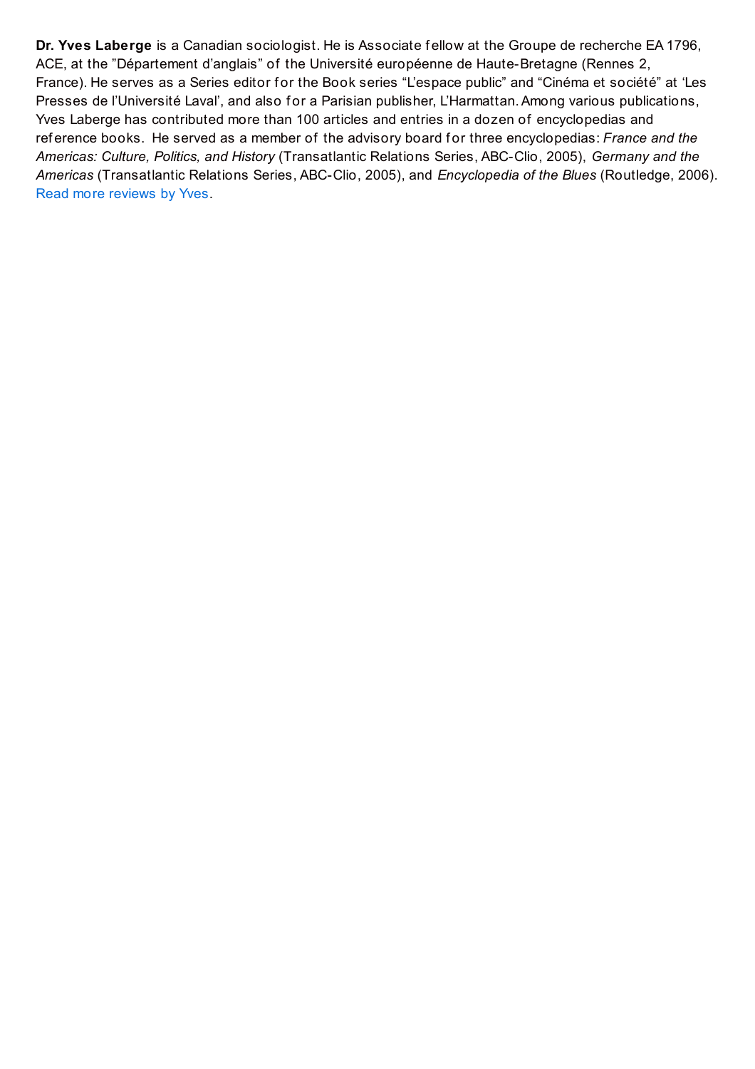**Dr. Yves Laberge** is a Canadian sociologist. He is Associate fellow at the Groupe de recherche EA 1796, ACE, at the "Département d'anglais" of the Université européenne de Haute-Bretagne (Rennes 2, France). He serves as a Series editor for the Book series "L'espace public" and "Cinéma et société" at 'Les Presses de l'Université Laval', and also for a Parisian publisher, L'Harmattan. Among various publications, Yves Laberge has contributed more than 100 articles and entries in a dozen of encyclopedias and reference books. He served as a member of the advisory board for three encyclopedias: *France and the Americas: Culture, Politics, and History* (Transatlantic Relations Series, ABC-Clio, 2005), *Germany and the Americas* (Transatlantic Relations Series, ABC-Clio, 2005), and *Encyclopedia of the Blues* (Routledge, 2006). Read more reviews by Yves.